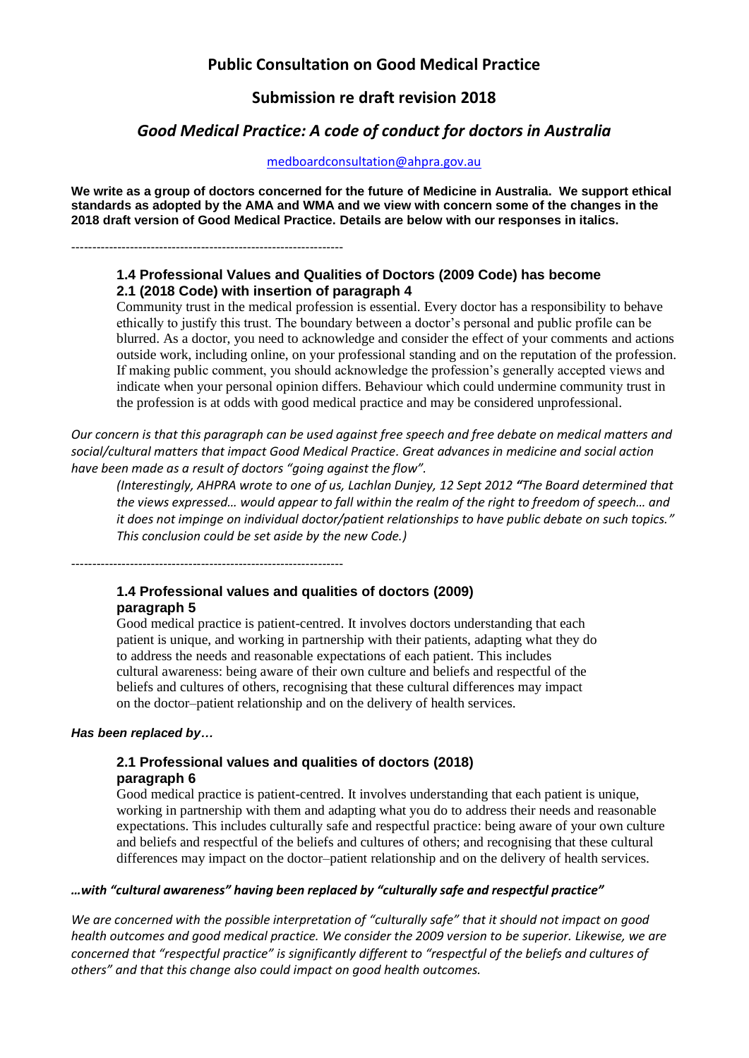# Public Consultation on Good Medical Practice

## Submission re draft revision 2018

## *Good Medical Practice: A code of conduct for doctors in Australia*

medboardconsultation@ahpra.gov.au

**We write as a group of doctors concerned for the future of Medicine in Australia. We support ethical standards as adopted by the AMA and WMA and we view with concern some of the changes in the 2018 draft version of Good Medical Practice. Details are below with our responses in italics.**

---

### 1.4 Professional Values and Qualities of Doctors (2009 Code) has become 2.1 (2018 Code) with insertion of paragraph 4

Community trust in the medical profession is essential. Every doctor has a responsibility to behave ethically to justify this trust. The boundary between a doctor's personal and public profile can be blurred. As a doctor, you need to acknowledge and consider the effect of your comments and actions outside work, including online, on your professional standing and on the reputation of the profession. If making public comment, you should acknowledge the profession's generally accepted views and indicate when your personal opinion differs. Behaviour which could undermine community trust in the profession is at odds with good medical practice and may be considered unprofessional.

*Our concern is that this paragraph can be used against free speech and free debate on medical matters and social/cultural matters that impact Good Medical Practice. Great advances in medicine and social action have been made as a result of doctors "going against the flow".*

*(Interestingly, AHPRA wrote to one of us, Lachlan Dunjey, 12 Sept 2012* **"***The Board determined that the views expressed… would appear to fall within the realm of the right to freedom of speech… and it does not impinge on individual doctor/patient relationships to have public debate on such topics." This conclusion could be set aside by the new Code.)*

---

### 1.4 Professional values and qualities of doctors (2009) paragraph 5

Good medical practice is patient-centred. It involves doctors understanding that each patient is unique, and working in partnership with their patients, adapting what they do to address the needs and reasonable expectations of each patient. This includes cultural awareness: being aware of their own culture and beliefs and respectful of the beliefs and cultures of others, recognising that these cultural differences may impact on the doctor–patient relationship and on the delivery of health services.

***Has been replaced by…***

### 2.1 Professional values and qualities of doctors (2018) paragraph 6

Good medical practice is patient-centred. It involves understanding that each patient is unique, working in partnership with them and adapting what you do to address their needs and reasonable expectations. This includes culturally safe and respectful practice: being aware of your own culture and beliefs and respectful of the beliefs and cultures of others; and recognising that these cultural differences may impact on the doctor–patient relationship and on the delivery of health services.

***…with "cultural awareness" having been replaced by "culturally safe and respectful practice"***

*We are concerned with the possible interpretation of "culturally safe" that it should not impact on good health outcomes and good medical practice. We consider the 2009 version to be superior. Likewise, we are concerned that "respectful practice" is significantly different to "respectful of the beliefs and cultures of others" and that this change also could impact on good health outcomes.*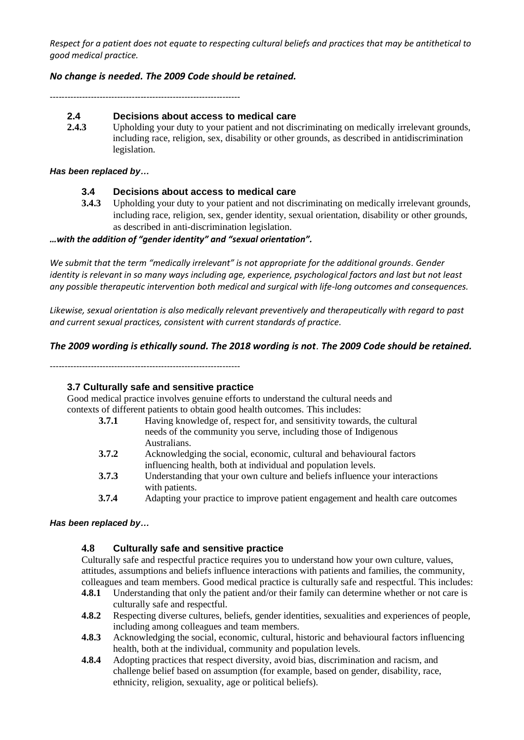*Respect for a patient does not equate to respecting cultural beliefs and practices that may be antithetical to good medical practice.*

***No change is needed. The 2009 Code should be retained.***

----------------------------------------------------------------

**2.4 Decisions about access to medical care**

**2.4.3** Upholding your duty to your patient and not discriminating on medically irrelevant grounds, including race, religion, sex, disability or other grounds, as described in antidiscrimination legislation.

***Has been replaced by…***

**3.4 Decisions about access to medical care**

**3.4.3** Upholding your duty to your patient and not discriminating on medically irrelevant grounds, including race, religion, sex, gender identity, sexual orientation, disability or other grounds, as described in anti-discrimination legislation.

***…with the addition of "gender identity" and "sexual orientation".***

*We submit that the term "medically irrelevant" is not appropriate for the additional grounds. Gender identity is relevant in so many ways including age, experience, psychological factors and last but not least any possible therapeutic intervention both medical and surgical with life-long outcomes and consequences.*

*Likewise, sexual orientation is also medically relevant preventively and therapeutically with regard to past and current sexual practices, consistent with current standards of practice.*

***The 2009 wording is ethically sound. The 2018 wording is not. The 2009 Code should be retained.***

----------------------------------------------------------------

**3.7 Culturally safe and sensitive practice**

Good medical practice involves genuine efforts to understand the cultural needs and contexts of different patients to obtain good health outcomes. This includes:

**3.7.1** Having knowledge of, respect for, and sensitivity towards, the cultural needs of the community you serve, including those of Indigenous Australians.

**3.7.2** Acknowledging the social, economic, cultural and behavioural factors influencing health, both at individual and population levels.

**3.7.3** Understanding that your own culture and beliefs influence your interactions with patients.

**3.7.4** Adapting your practice to improve patient engagement and health care outcomes

***Has been replaced by…***

**4.8 Culturally safe and sensitive practice**

Culturally safe and respectful practice requires you to understand how your own culture, values, attitudes, assumptions and beliefs influence interactions with patients and families, the community, colleagues and team members. Good medical practice is culturally safe and respectful. This includes:

**4.8.1** Understanding that only the patient and/or their family can determine whether or not care is culturally safe and respectful.

**4.8.2** Respecting diverse cultures, beliefs, gender identities, sexualities and experiences of people, including among colleagues and team members.

**4.8.3** Acknowledging the social, economic, cultural, historic and behavioural factors influencing health, both at the individual, community and population levels.

**4.8.4** Adopting practices that respect diversity, avoid bias, discrimination and racism, and challenge belief based on assumption (for example, based on gender, disability, race, ethnicity, religion, sexuality, age or political beliefs).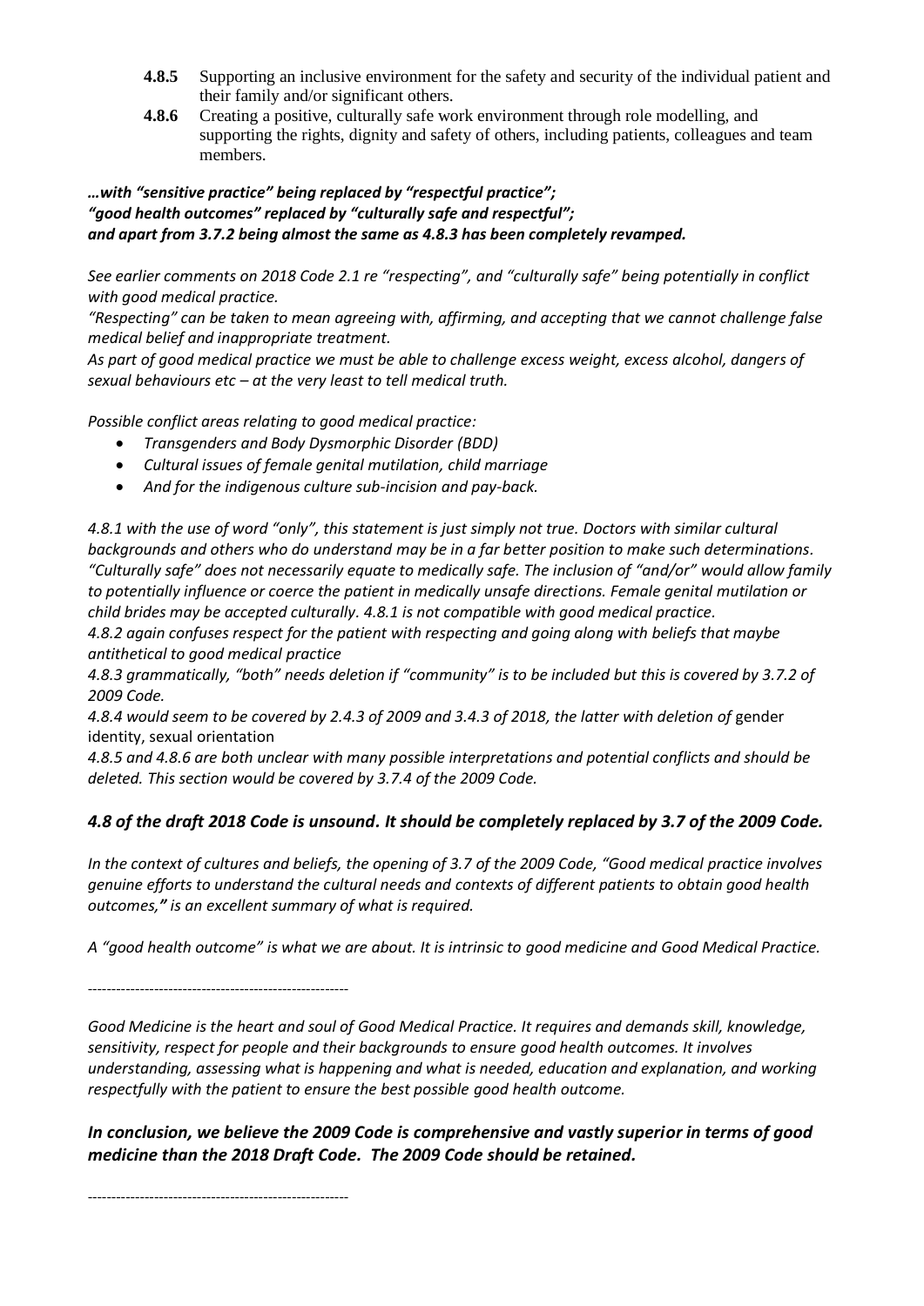- **4.8.5** Supporting an inclusive environment for the safety and security of the individual patient and their family and/or significant others.
- **4.8.6** Creating a positive, culturally safe work environment through role modelling, and supporting the rights, dignity and safety of others, including patients, colleagues and team members.

***…with "sensitive practice" being replaced by "respectful practice";***
***"good health outcomes" replaced by "culturally safe and respectful";***
***and apart from 3.7.2 being almost the same as 4.8.3 has been completely revamped.***

*See earlier comments on 2018 Code 2.1 re "respecting", and "culturally safe" being potentially in conflict with good medical practice.*

*"Respecting" can be taken to mean agreeing with, affirming, and accepting that we cannot challenge false medical belief and inappropriate treatment.*

*As part of good medical practice we must be able to challenge excess weight, excess alcohol, dangers of sexual behaviours etc – at the very least to tell medical truth.*

*Possible conflict areas relating to good medical practice:*

- *Transgenders and Body Dysmorphic Disorder (BDD)*
- *Cultural issues of female genital mutilation, child marriage*
- *And for the indigenous culture sub-incision and pay-back.*

*4.8.1 with the use of word "only", this statement is just simply not true. Doctors with similar cultural backgrounds and others who do understand may be in a far better position to make such determinations. "Culturally safe" does not necessarily equate to medically safe. The inclusion of "and/or" would allow family to potentially influence or coerce the patient in medically unsafe directions. Female genital mutilation or child brides may be accepted culturally. 4.8.1 is not compatible with good medical practice.*

*4.8.2 again confuses respect for the patient with respecting and going along with beliefs that maybe antithetical to good medical practice*

*4.8.3 grammatically, "both" needs deletion if "community" is to be included but this is covered by 3.7.2 of 2009 Code.*

*4.8.4 would seem to be covered by 2.4.3 of 2009 and 3.4.3 of 2018, the latter with deletion of* gender identity, sexual orientation

*4.8.5 and 4.8.6 are both unclear with many possible interpretations and potential conflicts and should be deleted. This section would be covered by 3.7.4 of the 2009 Code.*

### *4.8 of the draft 2018 Code is unsound. It should be completely replaced by 3.7 of the 2009 Code.*

*In the context of cultures and beliefs, the opening of 3.7 of the 2009 Code, "Good medical practice involves genuine efforts to understand the cultural needs and contexts of different patients to obtain good health outcomes,**"** is an excellent summary of what is required.*

*A "good health outcome" is what we are about. It is intrinsic to good medicine and Good Medical Practice.*

---

*Good Medicine is the heart and soul of Good Medical Practice. It requires and demands skill, knowledge, sensitivity, respect for people and their backgrounds to ensure good health outcomes. It involves understanding, assessing what is happening and what is needed, education and explanation, and working respectfully with the patient to ensure the best possible good health outcome.*

### *In conclusion, we believe the 2009 Code is comprehensive and vastly superior in terms of good medicine than the 2018 Draft Code. The 2009 Code should be retained.*

---